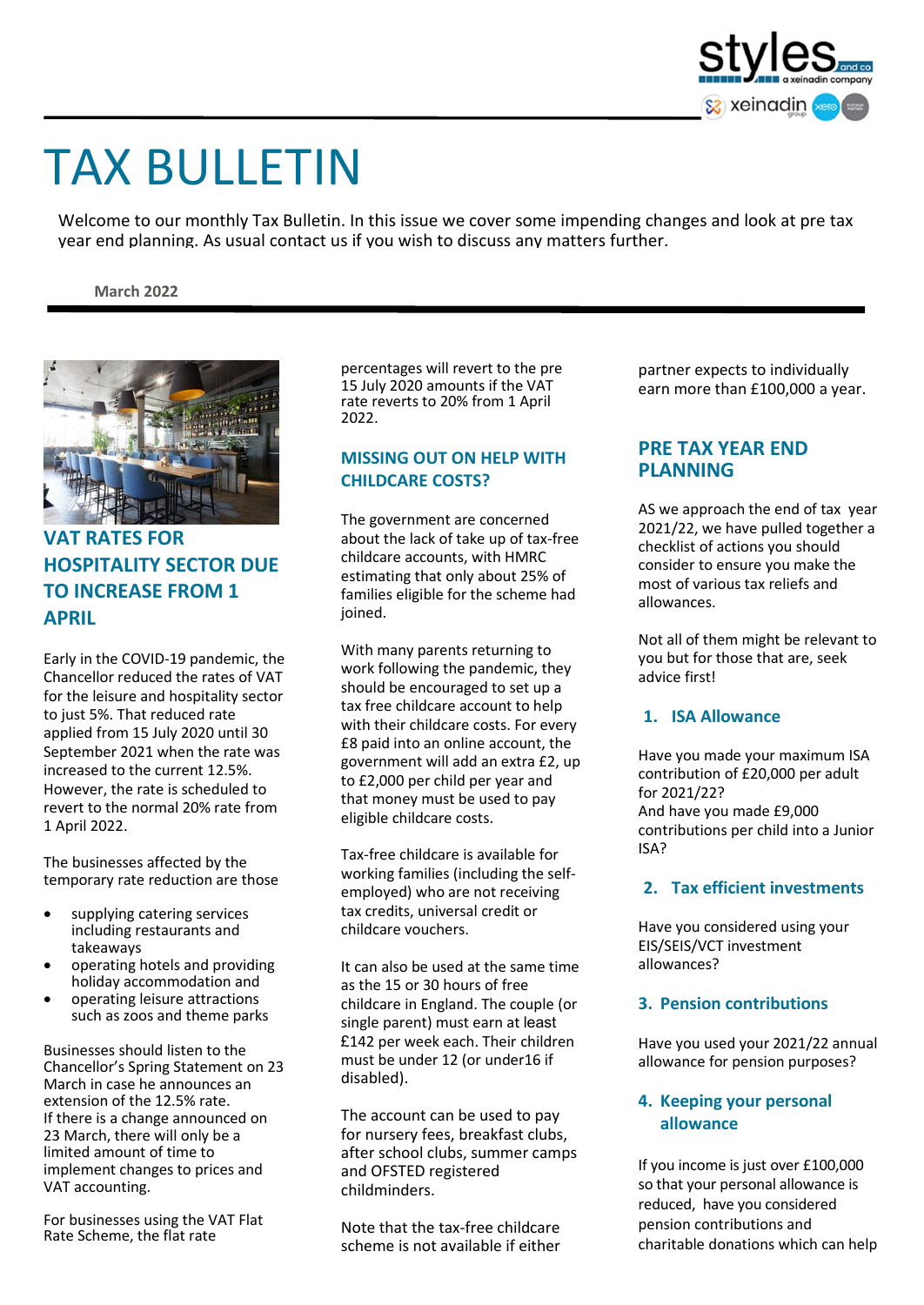# TAX BULLETIN

Welcome to our monthly Tax Bulletin. In this issue we cover some impending changes and look at pre tax year end planning. As usual contact us if you wish to discuss any matters further.

**March 2022**

## VAT RATES FOR HOSPITALITY SECTOR DUE TO INCREASE FROM 1 APRIL

Early in the COVID-19 pandemic, the Chancellor reduced the rates of VAT for the leisure and hospitality sector to just 5%. That reduced rate applied from 15 July 2020 until 30 September 2021 when the rate was increased to the current 12.5%. However, the rate is scheduled to revert to the normal 20% rate from 1 April 2022.

The businesses affected by the temporary rate reduction are those

- supplying catering services including restaurants and takeaways
- operating hotels and providing holiday accommodation and
- operating leisure attractions such as zoos and theme parks

Businesses should listen to the Chancellor's Spring Statement on 23 March in case he announces an extension of the 12.5% rate.
If there is a change announced on 23 March, there will only be a limited amount of time to implement changes to prices and VAT accounting.

For businesses using the VAT Flat Rate Scheme, the flat rate percentages will revert to the pre 15 July 2020 amounts if the VAT rate reverts to 20% from 1 April 2022.

## MISSING OUT ON HELP WITH CHILDCARE COSTS?

The government are concerned about the lack of take up of tax-free childcare accounts, with HMRC estimating that only about 25% of families eligible for the scheme had joined.

With many parents returning to work following the pandemic, they should be encouraged to set up a tax free childcare account to help with their childcare costs. For every £8 paid into an online account, the government will add an extra £2, up to £2,000 per child per year and that money must be used to pay eligible childcare costs.

Tax-free childcare is available for working families (including the self-employed) who are not receiving tax credits, universal credit or childcare vouchers.

It can also be used at the same time as the 15 or 30 hours of free childcare in England. The couple (or single parent) must earn at least £142 per week each. Their children must be under 12 (or under16 if disabled).

The account can be used to pay for nursery fees, breakfast clubs, after school clubs, summer camps and OFSTED registered childminders.

Note that the tax-free childcare scheme is not available if either partner expects to individually earn more than £100,000 a year.

## PRE TAX YEAR END PLANNING

AS we approach the end of tax year 2021/22, we have pulled together a checklist of actions you should consider to ensure you make the most of various tax reliefs and allowances.

Not all of them might be relevant to you but for those that are, seek advice first!

### 1. ISA Allowance

Have you made your maximum ISA contribution of £20,000 per adult for 2021/22?
And have you made £9,000 contributions per child into a Junior ISA?

### 2. Tax efficient investments

Have you considered using your EIS/SEIS/VCT investment allowances?

### 3. Pension contributions

Have you used your 2021/22 annual allowance for pension purposes?

### 4. Keeping your personal allowance

If you income is just over £100,000 so that your personal allowance is reduced, have you considered pension contributions and charitable donations which can help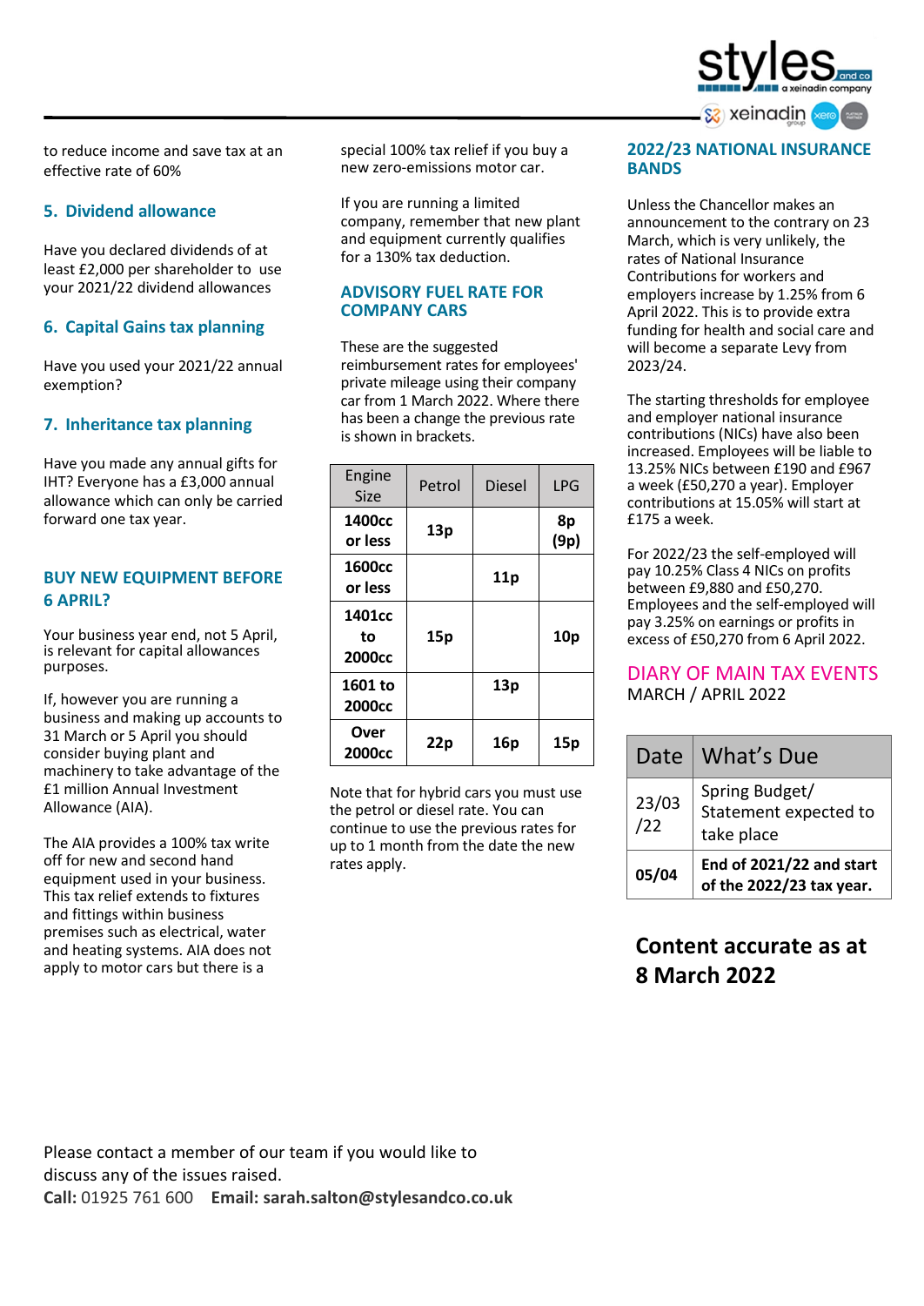to reduce income and save tax at an effective rate of 60%

## 5. Dividend allowance

Have you declared dividends of at least £2,000 per shareholder to use your 2021/22 dividend allowances

## 6. Capital Gains tax planning

Have you used your 2021/22 annual exemption?

## 7. Inheritance tax planning

Have you made any annual gifts for IHT? Everyone has a £3,000 annual allowance which can only be carried forward one tax year.

## BUY NEW EQUIPMENT BEFORE 6 APRIL?

Your business year end, not 5 April, is relevant for capital allowances purposes.

If, however you are running a business and making up accounts to 31 March or 5 April you should consider buying plant and machinery to take advantage of the £1 million Annual Investment Allowance (AIA).

The AIA provides a 100% tax write off for new and second hand equipment used in your business. This tax relief extends to fixtures and fittings within business premises such as electrical, water and heating systems. AIA does not apply to motor cars but there is a special 100% tax relief if you buy a new zero-emissions motor car.

If you are running a limited company, remember that new plant and equipment currently qualifies for a 130% tax deduction.

## ADVISORY FUEL RATE FOR COMPANY CARS

These are the suggested reimbursement rates for employees' private mileage using their company car from 1 March 2022. Where there has been a change the previous rate is shown in brackets.

| Engine Size | Petrol | Diesel | LPG |
|---|---|---|---|
| **1400cc or less** | **13p** | | **8p (9p)** |
| **1600cc or less** | | **11p** | |
| **1401cc to 2000cc** | **15p** | | **10p** |
| **1601 to 2000cc** | | **13p** | |
| **Over 2000cc** | **22p** | **16p** | **15p** |

Note that for hybrid cars you must use the petrol or diesel rate. You can continue to use the previous rates for up to 1 month from the date the new rates apply.

## 2022/23 NATIONAL INSURANCE BANDS

Unless the Chancellor makes an announcement to the contrary on 23 March, which is very unlikely, the rates of National Insurance Contributions for workers and employers increase by 1.25% from 6 April 2022. This is to provide extra funding for health and social care and will become a separate Levy from 2023/24.

The starting thresholds for employee and employer national insurance contributions (NICs) have also been increased. Employees will be liable to 13.25% NICs between £190 and £967 a week (£50,270 a year). Employer contributions at 15.05% will start at £175 a week.

For 2022/23 the self-employed will pay 10.25% Class 4 NICs on profits between £9,880 and £50,270. Employees and the self-employed will pay 3.25% on earnings or profits in excess of £50,270 from 6 April 2022.

## DIARY OF MAIN TAX EVENTS

MARCH / APRIL 2022

| Date | What's Due |
|---|---|
| 23/03/22 | Spring Budget/ Statement expected to take place |
| **05/04** | **End of 2021/22 and start of 2022/23 tax year.** |

**Content accurate as at 8 March 2022**

Please contact a member of our team if you would like to discuss any of the issues raised.
**Call:** 01925 761 600 **Email: sarah.salton@stylesandco.co.uk**